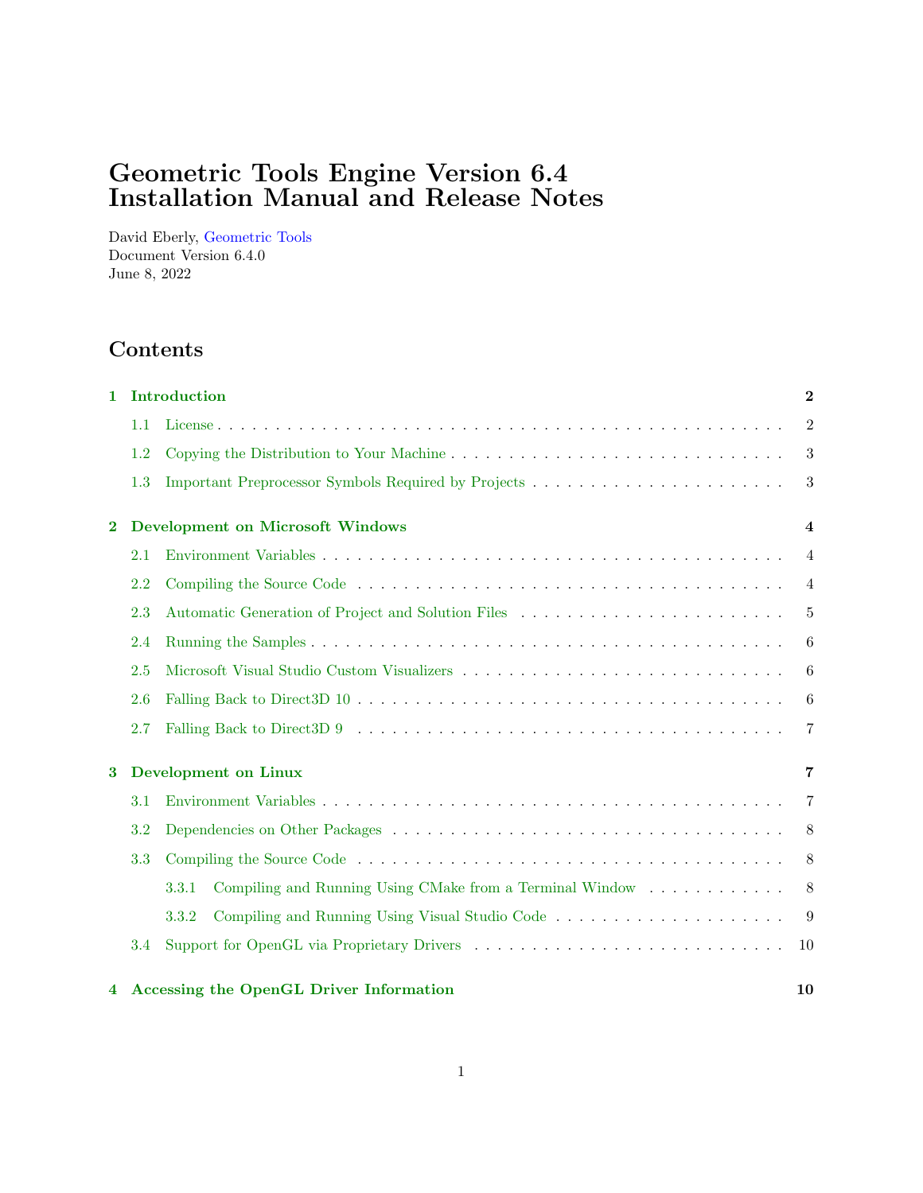# Geometric Tools Engine Version 6.4 Installation Manual and Release Notes

David Eberly, Geometric Tools
Document Version 6.4.0
June 8, 2022

## Contents

**1 Introduction** — **2**

- 1.1 License — 2
- 1.2 Copying the Distribution to Your Machine — 3
- 1.3 Important Preprocessor Symbols Required by Projects — 3

**2 Development on Microsoft Windows** — **4**

- 2.1 Environment Variables — 4
- 2.2 Compiling the Source Code — 4
- 2.3 Automatic Generation of Project and Solution Files — 5
- 2.4 Running the Samples — 6
- 2.5 Microsoft Visual Studio Custom Visualizers — 6
- 2.6 Falling Back to Direct3D 10 — 6
- 2.7 Falling Back to Direct3D 9 — 7

**3 Development on Linux** — **7**

- 3.1 Environment Variables — 7
- 3.2 Dependencies on Other Packages — 8
- 3.3 Compiling the Source Code — 8
  - 3.3.1 Compiling and Running Using CMake from a Terminal Window — 8
  - 3.3.2 Compiling and Running Using Visual Studio Code — 9
- 3.4 Support for OpenGL via Proprietary Drivers — 10

**4 Accessing the OpenGL Driver Information** — **10**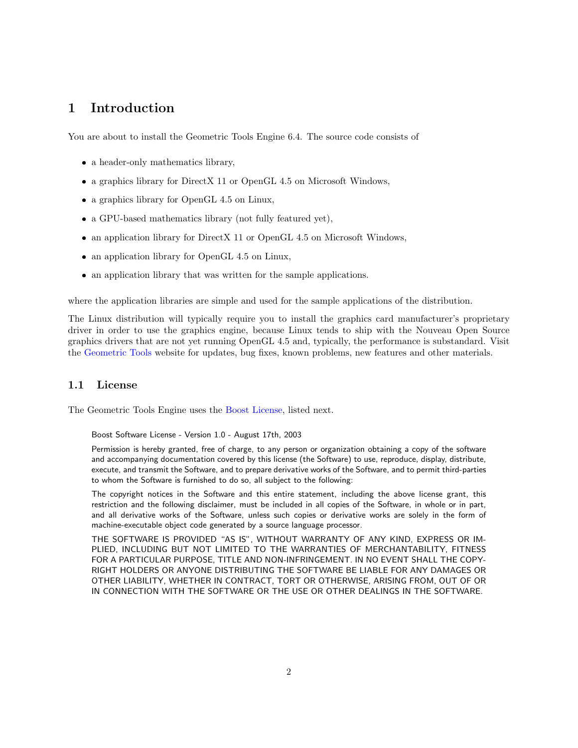# 1 Introduction

You are about to install the Geometric Tools Engine 6.4. The source code consists of

- a header-only mathematics library,
- a graphics library for DirectX 11 or OpenGL 4.5 on Microsoft Windows,
- a graphics library for OpenGL 4.5 on Linux,
- a GPU-based mathematics library (not fully featured yet),
- an application library for DirectX 11 or OpenGL 4.5 on Microsoft Windows,
- an application library for OpenGL 4.5 on Linux,
- an application library that was written for the sample applications.

where the application libraries are simple and used for the sample applications of the distribution.

The Linux distribution will typically require you to install the graphics card manufacturer's proprietary driver in order to use the graphics engine, because Linux tends to ship with the Nouveau Open Source graphics drivers that are not yet running OpenGL 4.5 and, typically, the performance is substandard. Visit the Geometric Tools website for updates, bug fixes, known problems, new features and other materials.

## 1.1 License

The Geometric Tools Engine uses the Boost License, listed next.

> Boost Software License - Version 1.0 - August 17th, 2003
>
> Permission is hereby granted, free of charge, to any person or organization obtaining a copy of the software and accompanying documentation covered by this license (the Software) to use, reproduce, display, distribute, execute, and transmit the Software, and to prepare derivative works of the Software, and to permit third-parties to whom the Software is furnished to do so, all subject to the following:
>
> The copyright notices in the Software and this entire statement, including the above license grant, this restriction and the following disclaimer, must be included in all copies of the Software, in whole or in part, and all derivative works of the Software, unless such copies or derivative works are solely in the form of machine-executable object code generated by a source language processor.
>
> THE SOFTWARE IS PROVIDED "AS IS", WITHOUT WARRANTY OF ANY KIND, EXPRESS OR IMPLIED, INCLUDING BUT NOT LIMITED TO THE WARRANTIES OF MERCHANTABILITY, FITNESS FOR A PARTICULAR PURPOSE, TITLE AND NON-INFRINGEMENT. IN NO EVENT SHALL THE COPYRIGHT HOLDERS OR ANYONE DISTRIBUTING THE SOFTWARE BE LIABLE FOR ANY DAMAGES OR OTHER LIABILITY, WHETHER IN CONTRACT, TORT OR OTHERWISE, ARISING FROM, OUT OF OR IN CONNECTION WITH THE SOFTWARE OR THE USE OR OTHER DEALINGS IN THE SOFTWARE.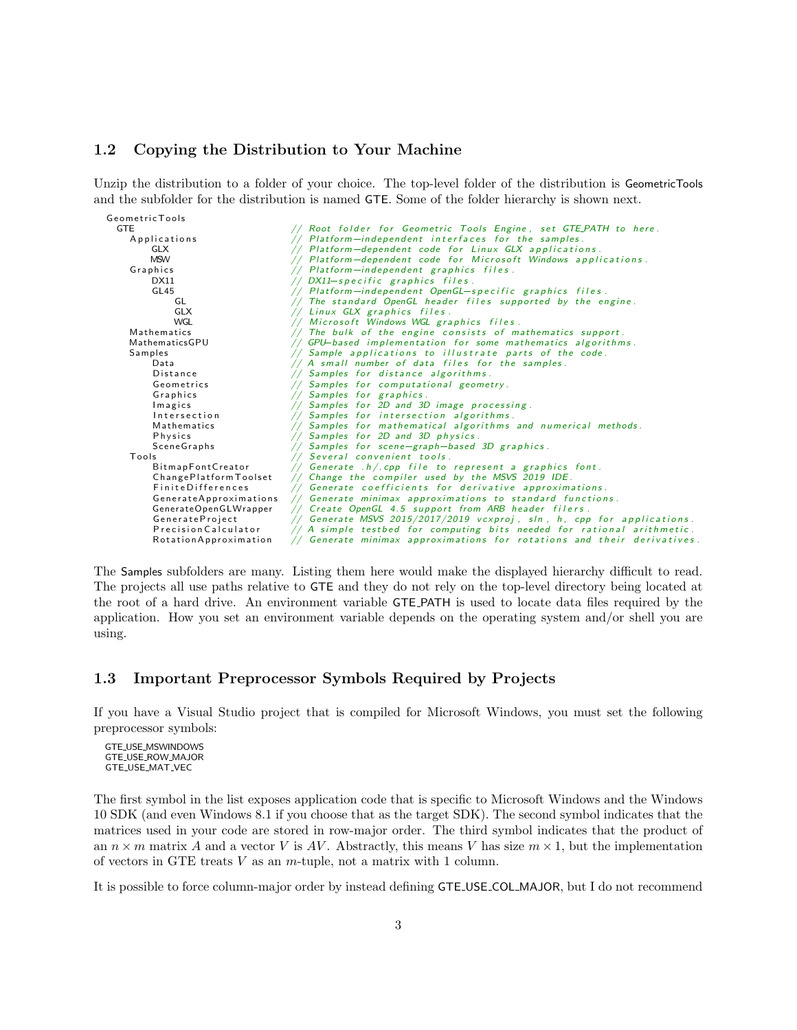## 1.2 Copying the Distribution to Your Machine

Unzip the distribution to a folder of your choice. The top-level folder of the distribution is GeometricTools and the subfolder for the distribution is named GTE. Some of the folder hierarchy is shown next.

```
GeometricTools
 GTE                             // Root folder for Geometric Tools Engine, set GTE_PATH to here.
   Applications                  // Platform-independent interfaces for the samples.
       GLX                       // Platform-dependent code for Linux GLX applications.
       MSW                       // Platform-dependent code for Microsoft Windows applications.
   Graphics                      // Platform-independent graphics files.
       DX11                      // DX11-specific graphics files.
       GL45                      // Platform-independent OpenGL-specific graphics files.
           GL                    // The standard OpenGL header files supported by the engine.
           GLX                   // Linux GLX graphics files.
           WGL                   // Microsoft Windows WGL graphics files.
   Mathematics                   // The bulk of the engine consists of mathematics support.
   MathematicsGPU                // GPU-based implementation for some mathematics algorithms.
   Samples                       // Sample applications to illustrate parts of the code.
       Data                      // A small number of data files for the samples.
       Distance                  // Samples for distance algorithms.
       Geometrics                // Samples for computational geometry.
       Graphics                  // Samples for graphics.
       Imagics                   // Samples for 2D and 3D image processing.
       Intersection              // Samples for intersection algorithms.
       Mathematics               // Samples for mathematical algorithms and numerical methods.
       Physics                   // Samples for 2D and 3D physics.
       SceneGraphs               // Samples for scene-graph-based 3D graphics.
   Tools                         // Several convenient tools.
       BitmapFontCreator         // Generate .h/.cpp file to represent a graphics font.
       ChangePlatformToolset     // Change the compiler used by the MSVS 2019 IDE.
       FiniteDifferences         // Generate coefficients for derivative approximations.
       GenerateApproximations    // Generate minimax approximations to standard functions.
       GenerateOpenGLWrapper     // Create OpenGL 4.5 support from ARB header filers.
       GenerateProject           // Generate MSVS 2015/2017/2019 vcxproj, sln, h, cpp for applications.
       PrecisionCalculator       // A simple testbed for computing bits needed for rational arithmetic.
       RotationApproximation     // Generate minimax approximations for rotations and their derivatives.
```

The Samples subfolders are many. Listing them here would make the displayed hierarchy difficult to read. The projects all use paths relative to GTE and they do not rely on the top-level directory being located at the root of a hard drive. An environment variable GTE_PATH is used to locate data files required by the application. How you set an environment variable depends on the operating system and/or shell you are using.

## 1.3 Important Preprocessor Symbols Required by Projects

If you have a Visual Studio project that is compiled for Microsoft Windows, you must set the following preprocessor symbols:

```
GTE_USE_MSWINDOWS
GTE_USE_ROW_MAJOR
GTE_USE_MAT_VEC
```

The first symbol in the list exposes application code that is specific to Microsoft Windows and the Windows 10 SDK (and even Windows 8.1 if you choose that as the target SDK). The second symbol indicates that the matrices used in your code are stored in row-major order. The third symbol indicates that the product of an $n \times m$ matrix $A$ and a vector $V$ is $AV$. Abstractly, this means $V$ has size $m \times 1$, but the implementation of vectors in GTE treats $V$ as an $m$-tuple, not a matrix with 1 column.

It is possible to force column-major order by instead defining GTE_USE_COL_MAJOR, but I do not recommend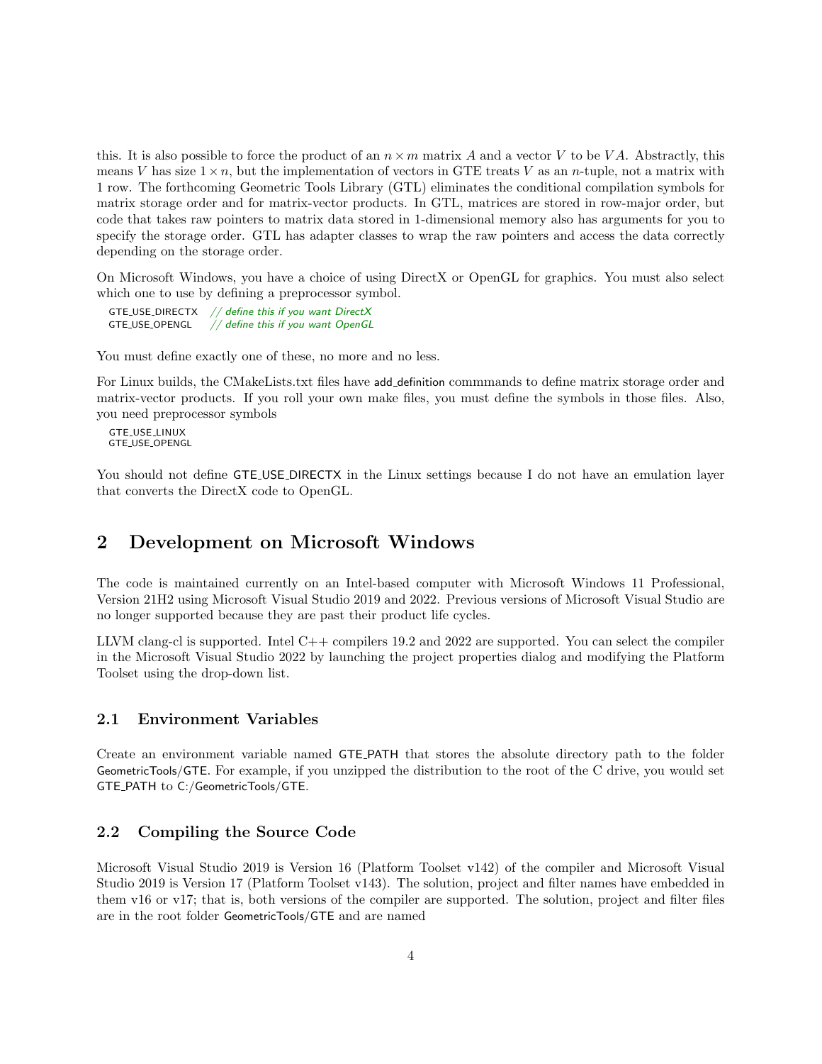this. It is also possible to force the product of an $n \times m$ matrix $A$ and a vector $V$ to be $VA$. Abstractly, this means $V$ has size $1 \times n$, but the implementation of vectors in GTE treats $V$ as an $n$-tuple, not a matrix with 1 row. The forthcoming Geometric Tools Library (GTL) eliminates the conditional compilation symbols for matrix storage order and for matrix-vector products. In GTL, matrices are stored in row-major order, but code that takes raw pointers to matrix data stored in 1-dimensional memory also has arguments for you to specify the storage order. GTL has adapter classes to wrap the raw pointers and access the data correctly depending on the storage order.

On Microsoft Windows, you have a choice of using DirectX or OpenGL for graphics. You must also select which one to use by defining a preprocessor symbol.

```
GTE_USE_DIRECTX   // define this if you want DirectX
GTE_USE_OPENGL    // define this if you want OpenGL
```

You must define exactly one of these, no more and no less.

For Linux builds, the CMakeLists.txt files have add_definition commmands to define matrix storage order and matrix-vector products. If you roll your own make files, you must define the symbols in those files. Also, you need preprocessor symbols

```
GTE_USE_LINUX
GTE_USE_OPENGL
```

You should not define GTE_USE_DIRECTX in the Linux settings because I do not have an emulation layer that converts the DirectX code to OpenGL.

## 2 Development on Microsoft Windows

The code is maintained currently on an Intel-based computer with Microsoft Windows 11 Professional, Version 21H2 using Microsoft Visual Studio 2019 and 2022. Previous versions of Microsoft Visual Studio are no longer supported because they are past their product life cycles.

LLVM clang-cl is supported. Intel C++ compilers 19.2 and 2022 are supported. You can select the compiler in the Microsoft Visual Studio 2022 by launching the project properties dialog and modifying the Platform Toolset using the drop-down list.

### 2.1 Environment Variables

Create an environment variable named GTE_PATH that stores the absolute directory path to the folder GeometricTools/GTE. For example, if you unzipped the distribution to the root of the C drive, you would set GTE_PATH to C:/GeometricTools/GTE.

### 2.2 Compiling the Source Code

Microsoft Visual Studio 2019 is Version 16 (Platform Toolset v142) of the compiler and Microsoft Visual Studio 2019 is Version 17 (Platform Toolset v143). The solution, project and filter names have embedded in them v16 or v17; that is, both versions of the compiler are supported. The solution, project and filter files are in the root folder GeometricTools/GTE and are named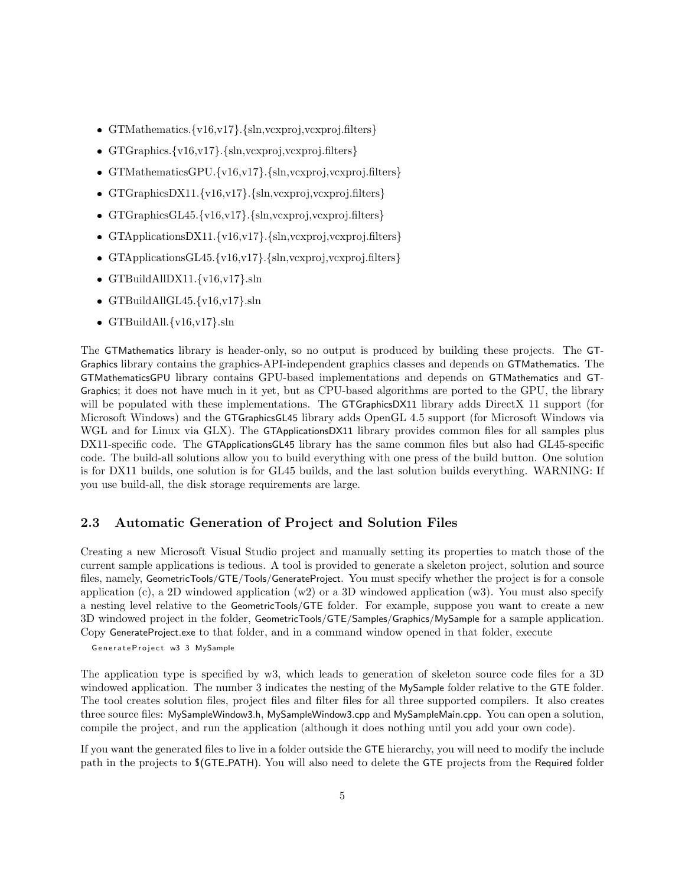- GTMathematics.{v16,v17}.{sln,vcxproj,vcxproj.filters}
- GTGraphics.{v16,v17}.{sln,vcxproj,vcxproj.filters}
- GTMathematicsGPU.{v16,v17}.{sln,vcxproj,vcxproj.filters}
- GTGraphicsDX11.{v16,v17}.{sln,vcxproj,vcxproj.filters}
- GTGraphicsGL45.{v16,v17}.{sln,vcxproj,vcxproj.filters}
- GTApplicationsDX11.{v16,v17}.{sln,vcxproj,vcxproj.filters}
- GTApplicationsGL45.{v16,v17}.{sln,vcxproj,vcxproj.filters}
- GTBuildAllDX11.{v16,v17}.sln
- GTBuildAllGL45.{v16,v17}.sln
- GTBuildAll.{v16,v17}.sln

The GTMathematics library is header-only, so no output is produced by building these projects. The GTGraphics library contains the graphics-API-independent graphics classes and depends on GTMathematics. The GTMathematicsGPU library contains GPU-based implementations and depends on GTMathematics and GTGraphics; it does not have much in it yet, but as CPU-based algorithms are ported to the GPU, the library will be populated with these implementations. The GTGraphicsDX11 library adds DirectX 11 support (for Microsoft Windows) and the GTGraphicsGL45 library adds OpenGL 4.5 support (for Microsoft Windows via WGL and for Linux via GLX). The GTApplicationsDX11 library provides common files for all samples plus DX11-specific code. The GTApplicationsGL45 library has the same common files but also had GL45-specific code. The build-all solutions allow you to build everything with one press of the build button. One solution is for DX11 builds, one solution is for GL45 builds, and the last solution builds everything. WARNING: If you use build-all, the disk storage requirements are large.

## 2.3 Automatic Generation of Project and Solution Files

Creating a new Microsoft Visual Studio project and manually setting its properties to match those of the current sample applications is tedious. A tool is provided to generate a skeleton project, solution and source files, namely, GeometricTools/GTE/Tools/GenerateProject. You must specify whether the project is for a console application (c), a 2D windowed application (w2) or a 3D windowed application (w3). You must also specify a nesting level relative to the GeometricTools/GTE folder. For example, suppose you want to create a new 3D windowed project in the folder, GeometricTools/GTE/Samples/Graphics/MySample for a sample application. Copy GenerateProject.exe to that folder, and in a command window opened in that folder, execute

```
GenerateProject w3 3 MySample
```

The application type is specified by w3, which leads to generation of skeleton source code files for a 3D windowed application. The number 3 indicates the nesting of the MySample folder relative to the GTE folder. The tool creates solution files, project files and filter files for all three supported compilers. It also creates three source files: MySampleWindow3.h, MySampleWindow3.cpp and MySampleMain.cpp. You can open a solution, compile the project, and run the application (although it does nothing until you add your own code).

If you want the generated files to live in a folder outside the GTE hierarchy, you will need to modify the include path in the projects to $(GTE_PATH). You will also need to delete the GTE projects from the Required folder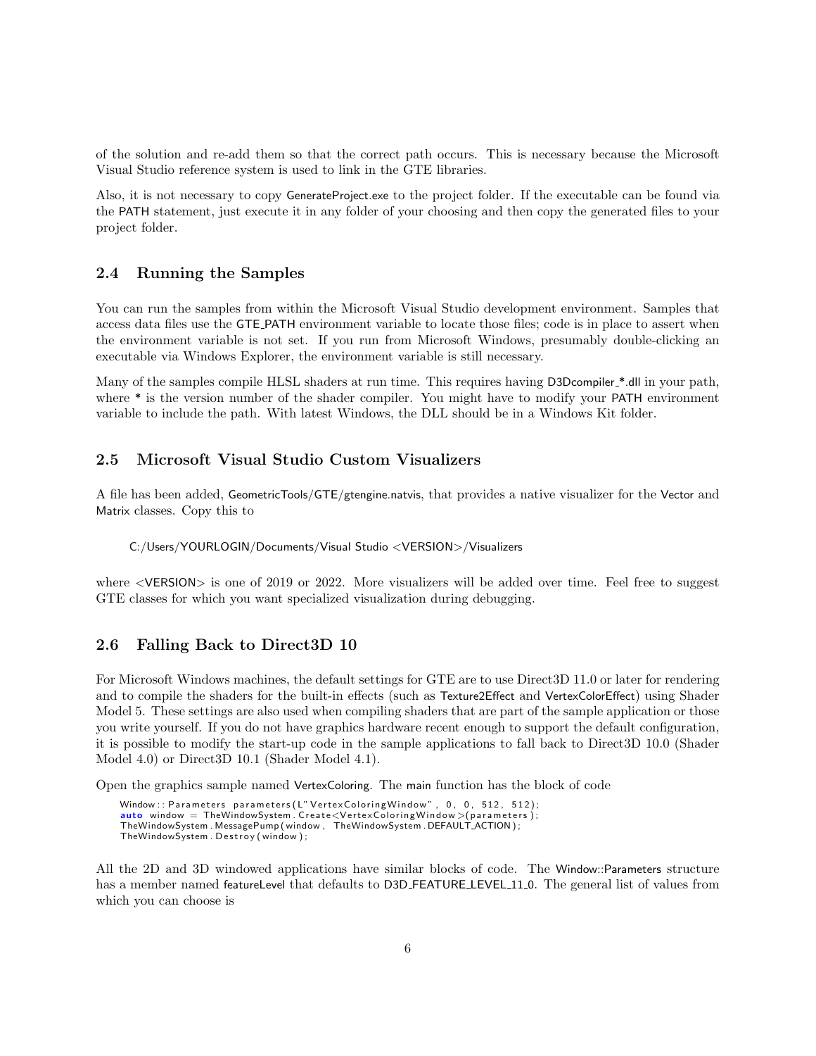of the solution and re-add them so that the correct path occurs. This is necessary because the Microsoft Visual Studio reference system is used to link in the GTE libraries.

Also, it is not necessary to copy GenerateProject.exe to the project folder. If the executable can be found via the PATH statement, just execute it in any folder of your choosing and then copy the generated files to your project folder.

## 2.4 Running the Samples

You can run the samples from within the Microsoft Visual Studio development environment. Samples that access data files use the GTE_PATH environment variable to locate those files; code is in place to assert when the environment variable is not set. If you run from Microsoft Windows, presumably double-clicking an executable via Windows Explorer, the environment variable is still necessary.

Many of the samples compile HLSL shaders at run time. This requires having D3Dcompiler_*.dll in your path, where * is the version number of the shader compiler. You might have to modify your PATH environment variable to include the path. With latest Windows, the DLL should be in a Windows Kit folder.

## 2.5 Microsoft Visual Studio Custom Visualizers

A file has been added, GeometricTools/GTE/gtengine.natvis, that provides a native visualizer for the Vector and Matrix classes. Copy this to

```
C:/Users/YOURLOGIN/Documents/Visual Studio <VERSION>/Visualizers
```

where <VERSION> is one of 2019 or 2022. More visualizers will be added over time. Feel free to suggest GTE classes for which you want specialized visualization during debugging.

## 2.6 Falling Back to Direct3D 10

For Microsoft Windows machines, the default settings for GTE are to use Direct3D 11.0 or later for rendering and to compile the shaders for the built-in effects (such as Texture2Effect and VertexColorEffect) using Shader Model 5. These settings are also used when compiling shaders that are part of the sample application or those you write yourself. If you do not have graphics hardware recent enough to support the default configuration, it is possible to modify the start-up code in the sample applications to fall back to Direct3D 10.0 (Shader Model 4.0) or Direct3D 10.1 (Shader Model 4.1).

Open the graphics sample named VertexColoring. The main function has the block of code

```
Window::Parameters parameters(L"VertexColoringWindow", 0, 0, 512, 512);
auto window = TheWindowSystem.Create<VertexColoringWindow>(parameters);
TheWindowSystem.MessagePump(window, TheWindowSystem.DEFAULT_ACTION);
TheWindowSystem.Destroy(window);
```

All the 2D and 3D windowed applications have similar blocks of code. The Window::Parameters structure has a member named featureLevel that defaults to D3D_FEATURE_LEVEL_11_0. The general list of values from which you can choose is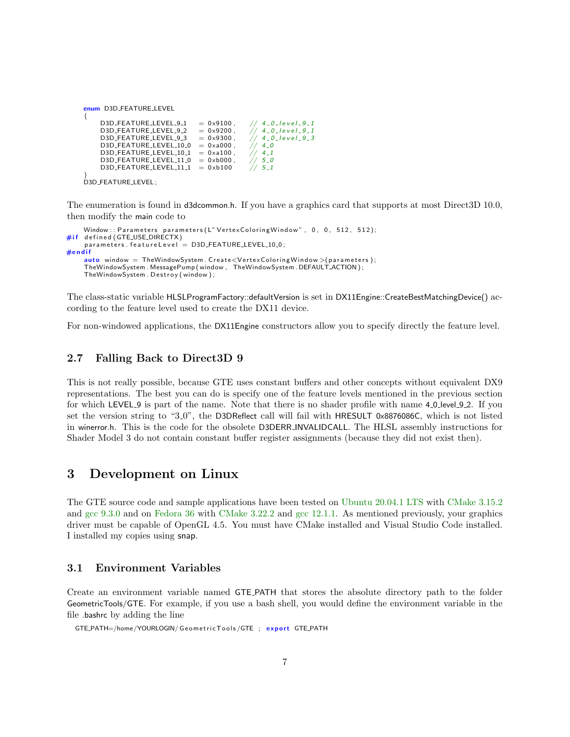```
enum D3D_FEATURE_LEVEL
{
    D3D_FEATURE_LEVEL_9_1   = 0x9100,   // 4_0_level_9_1
    D3D_FEATURE_LEVEL_9_2   = 0x9200,   // 4_0_level_9_1
    D3D_FEATURE_LEVEL_9_3   = 0x9300,   // 4_0_level_9_3
    D3D_FEATURE_LEVEL_10_0  = 0xa000,   // 4_0
    D3D_FEATURE_LEVEL_10_1  = 0xa100,   // 4_1
    D3D_FEATURE_LEVEL_11_0  = 0xb000,   // 5_0
    D3D_FEATURE_LEVEL_11_1  = 0xb100    // 5_1
}
D3D_FEATURE_LEVEL;
```

The enumeration is found in d3dcommon.h. If you have a graphics card that supports at most Direct3D 10.0, then modify the main code to

```
    Window::Parameters parameters(L"VertexColoringWindow", 0, 0, 512, 512);
#if defined(GTE_USE_DIRECTX)
    parameters.featureLevel = D3D_FEATURE_LEVEL_10_0;
#endif
    auto window = TheWindowSystem.Create<VertexColoringWindow>(parameters);
    TheWindowSystem.MessagePump(window, TheWindowSystem.DEFAULT_ACTION);
    TheWindowSystem.Destroy(window);
```

The class-static variable HLSLProgramFactory::defaultVersion is set in DX11Engine::CreateBestMatchingDevice() according to the feature level used to create the DX11 device.

For non-windowed applications, the DX11Engine constructors allow you to specify directly the feature level.

### 2.7 Falling Back to Direct3D 9

This is not really possible, because GTE uses constant buffers and other concepts without equivalent DX9 representations. The best you can do is specify one of the feature levels mentioned in the previous section for which LEVEL_9 is part of the name. Note that there is no shader profile with name 4_0_level_9_2. If you set the version string to "3_0", the D3DReflect call will fail with HRESULT 0x8876086C, which is not listed in winerror.h. This is the code for the obsolete D3DERR_INVALIDCALL. The HLSL assembly instructions for Shader Model 3 do not contain constant buffer register assignments (because they did not exist then).

## 3 Development on Linux

The GTE source code and sample applications have been tested on Ubuntu 20.04.1 LTS with CMake 3.15.2 and gcc 9.3.0 and on Fedora 36 with CMake 3.22.2 and gcc 12.1.1. As mentioned previously, your graphics driver must be capable of OpenGL 4.5. You must have CMake installed and Visual Studio Code installed. I installed my copies using snap.

### 3.1 Environment Variables

Create an environment variable named GTE_PATH that stores the absolute directory path to the folder GeometricTools/GTE. For example, if you use a bash shell, you would define the environment variable in the file .bashrc by adding the line

```
GTE_PATH=/home/YOURLOGIN/GeometricTools/GTE ; export GTE_PATH
```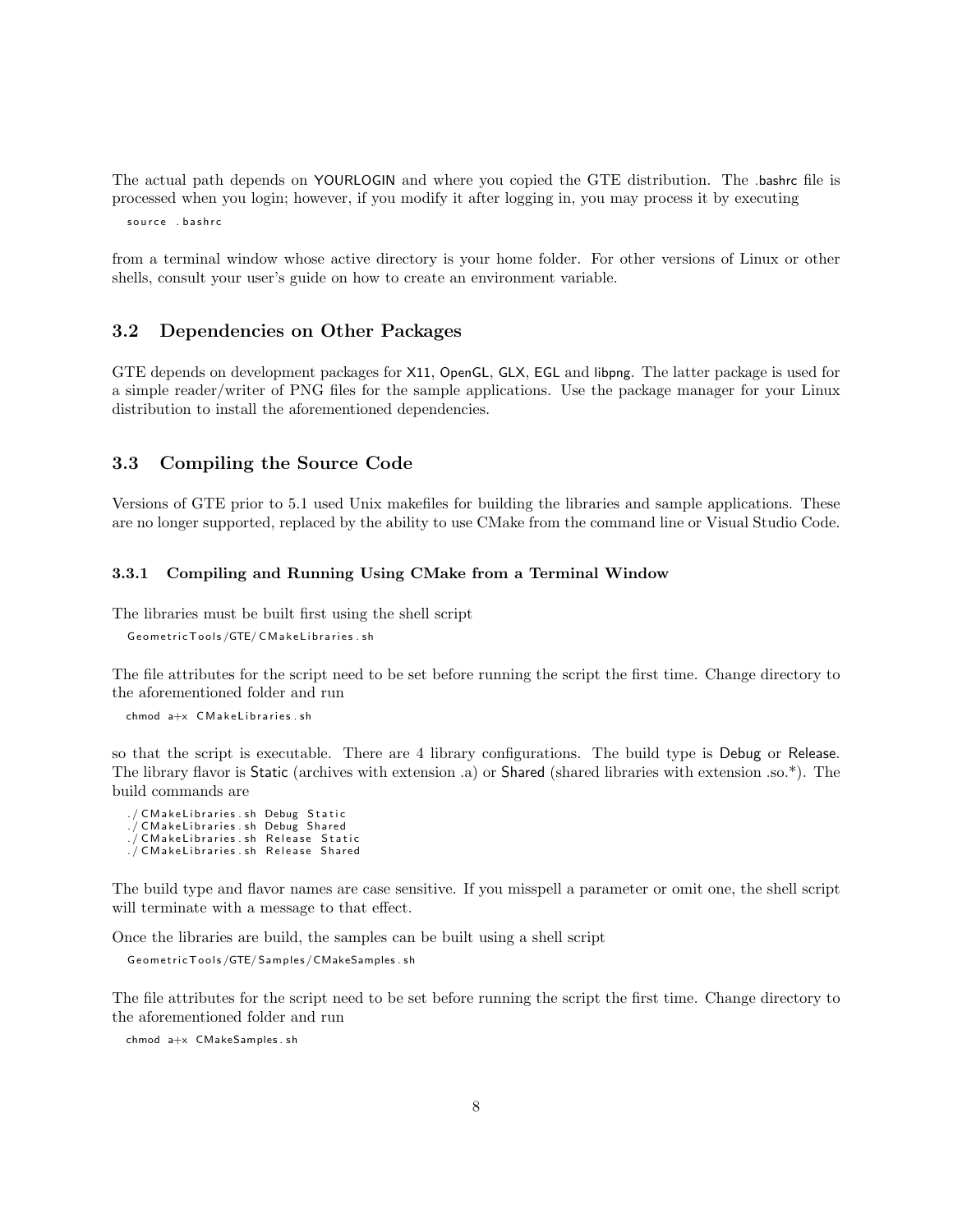The actual path depends on YOURLOGIN and where you copied the GTE distribution. The .bashrc file is processed when you login; however, if you modify it after logging in, you may process it by executing

```
source .bashrc
```

from a terminal window whose active directory is your home folder. For other versions of Linux or other shells, consult your user's guide on how to create an environment variable.

## 3.2 Dependencies on Other Packages

GTE depends on development packages for X11, OpenGL, GLX, EGL and libpng. The latter package is used for a simple reader/writer of PNG files for the sample applications. Use the package manager for your Linux distribution to install the aforementioned dependencies.

## 3.3 Compiling the Source Code

Versions of GTE prior to 5.1 used Unix makefiles for building the libraries and sample applications. These are no longer supported, replaced by the ability to use CMake from the command line or Visual Studio Code.

### 3.3.1 Compiling and Running Using CMake from a Terminal Window

The libraries must be built first using the shell script

```
GeometricTools/GTE/CMakeLibraries.sh
```

The file attributes for the script need to be set before running the script the first time. Change directory to the aforementioned folder and run

```
chmod a+x CMakeLibraries.sh
```

so that the script is executable. There are 4 library configurations. The build type is Debug or Release. The library flavor is Static (archives with extension .a) or Shared (shared libraries with extension .so.*). The build commands are

```
./CMakeLibraries.sh Debug Static
./CMakeLibraries.sh Debug Shared
./CMakeLibraries.sh Release Static
./CMakeLibraries.sh Release Shared
```

The build type and flavor names are case sensitive. If you misspell a parameter or omit one, the shell script will terminate with a message to that effect.

Once the libraries are build, the samples can be built using a shell script

```
GeometricTools/GTE/Samples/CMakeSamples.sh
```

The file attributes for the script need to be set before running the script the first time. Change directory to the aforementioned folder and run

```
chmod a+x CMakeSamples.sh
```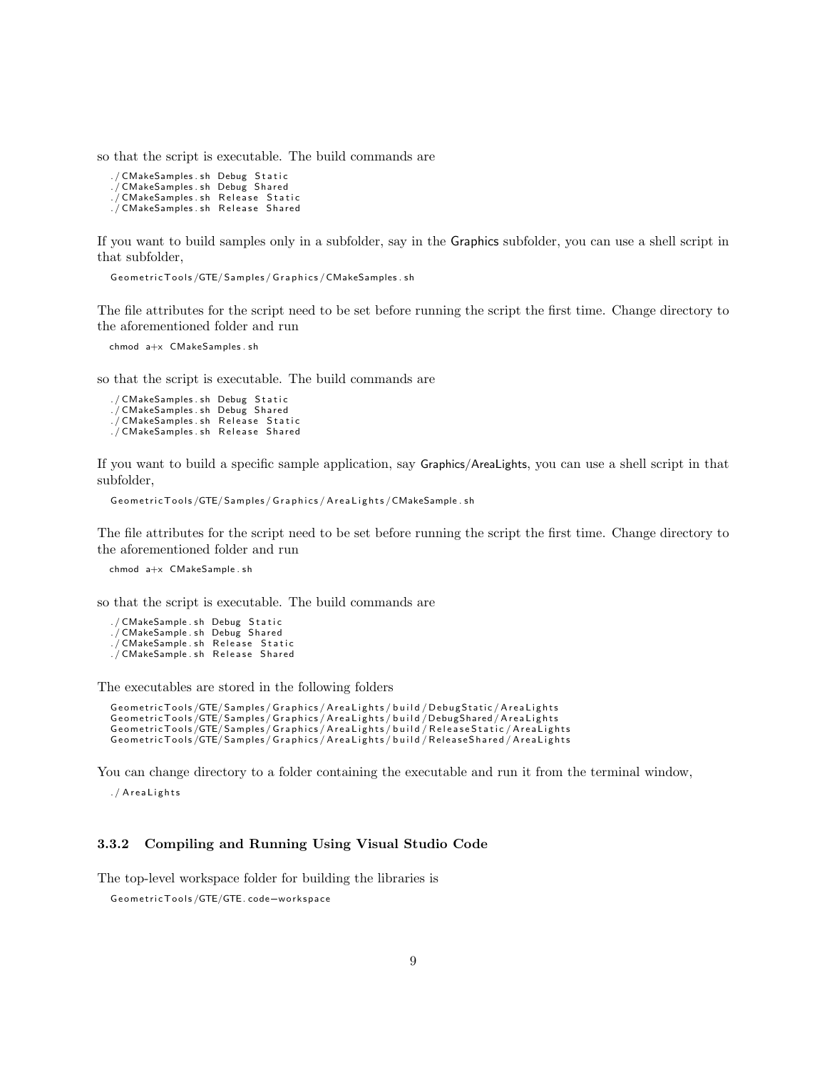so that the script is executable. The build commands are

```
./CMakeSamples.sh Debug Static
./CMakeSamples.sh Debug Shared
./CMakeSamples.sh Release Static
./CMakeSamples.sh Release Shared
```

If you want to build samples only in a subfolder, say in the Graphics subfolder, you can use a shell script in that subfolder,

```
GeometricTools/GTE/Samples/Graphics/CMakeSamples.sh
```

The file attributes for the script need to be set before running the script the first time. Change directory to the aforementioned folder and run

```
chmod a+x CMakeSamples.sh
```

so that the script is executable. The build commands are

```
./CMakeSamples.sh Debug Static
./CMakeSamples.sh Debug Shared
./CMakeSamples.sh Release Static
./CMakeSamples.sh Release Shared
```

If you want to build a specific sample application, say Graphics/AreaLights, you can use a shell script in that subfolder,

```
GeometricTools/GTE/Samples/Graphics/AreaLights/CMakeSample.sh
```

The file attributes for the script need to be set before running the script the first time. Change directory to the aforementioned folder and run

```
chmod a+x CMakeSample.sh
```

so that the script is executable. The build commands are

```
./CMakeSample.sh Debug Static
./CMakeSample.sh Debug Shared
./CMakeSample.sh Release Static
./CMakeSample.sh Release Shared
```

The executables are stored in the following folders

```
GeometricTools/GTE/Samples/Graphics/AreaLights/build/DebugStatic/AreaLights
GeometricTools/GTE/Samples/Graphics/AreaLights/build/DebugShared/AreaLights
GeometricTools/GTE/Samples/Graphics/AreaLights/build/ReleaseStatic/AreaLights
GeometricTools/GTE/Samples/Graphics/AreaLights/build/ReleaseShared/AreaLights
```

You can change directory to a folder containing the executable and run it from the terminal window,

```
./AreaLights
```

### 3.3.2 Compiling and Running Using Visual Studio Code

The top-level workspace folder for building the libraries is

```
GeometricTools/GTE/GTE.code-workspace
```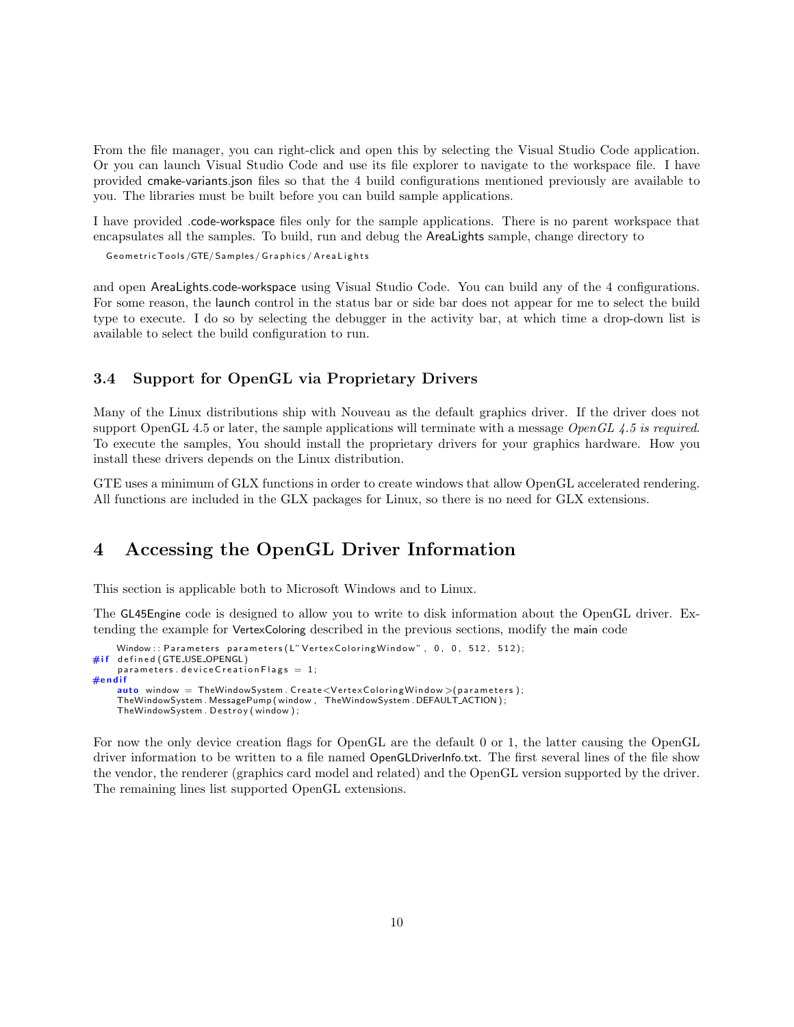From the file manager, you can right-click and open this by selecting the Visual Studio Code application. Or you can launch Visual Studio Code and use its file explorer to navigate to the workspace file. I have provided cmake-variants.json files so that the 4 build configurations mentioned previously are available to you. The libraries must be built before you can build sample applications.

I have provided .code-workspace files only for the sample applications. There is no parent workspace that encapsulates all the samples. To build, run and debug the AreaLights sample, change directory to

```
GeometricTools/GTE/Samples/Graphics/AreaLights
```

and open AreaLights.code-workspace using Visual Studio Code. You can build any of the 4 configurations. For some reason, the launch control in the status bar or side bar does not appear for me to select the build type to execute. I do so by selecting the debugger in the activity bar, at which time a drop-down list is available to select the build configuration to run.

### 3.4 Support for OpenGL via Proprietary Drivers

Many of the Linux distributions ship with Nouveau as the default graphics driver. If the driver does not support OpenGL 4.5 or later, the sample applications will terminate with a message *OpenGL 4.5 is required*. To execute the samples, You should install the proprietary drivers for your graphics hardware. How you install these drivers depends on the Linux distribution.

GTE uses a minimum of GLX functions in order to create windows that allow OpenGL accelerated rendering. All functions are included in the GLX packages for Linux, so there is no need for GLX extensions.

## 4 Accessing the OpenGL Driver Information

This section is applicable both to Microsoft Windows and to Linux.

The GL45Engine code is designed to allow you to write to disk information about the OpenGL driver. Extending the example for VertexColoring described in the previous sections, modify the main code

```
    Window::Parameters parameters(L"VertexColoringWindow", 0, 0, 512, 512);
#if defined(GTE_USE_OPENGL)
    parameters.deviceCreationFlags = 1;
#endif
    auto window = TheWindowSystem.Create<VertexColoringWindow>(parameters);
    TheWindowSystem.MessagePump(window, TheWindowSystem.DEFAULT_ACTION);
    TheWindowSystem.Destroy(window);
```

For now the only device creation flags for OpenGL are the default 0 or 1, the latter causing the OpenGL driver information to be written to a file named OpenGLDriverInfo.txt. The first several lines of the file show the vendor, the renderer (graphics card model and related) and the OpenGL version supported by the driver. The remaining lines list supported OpenGL extensions.